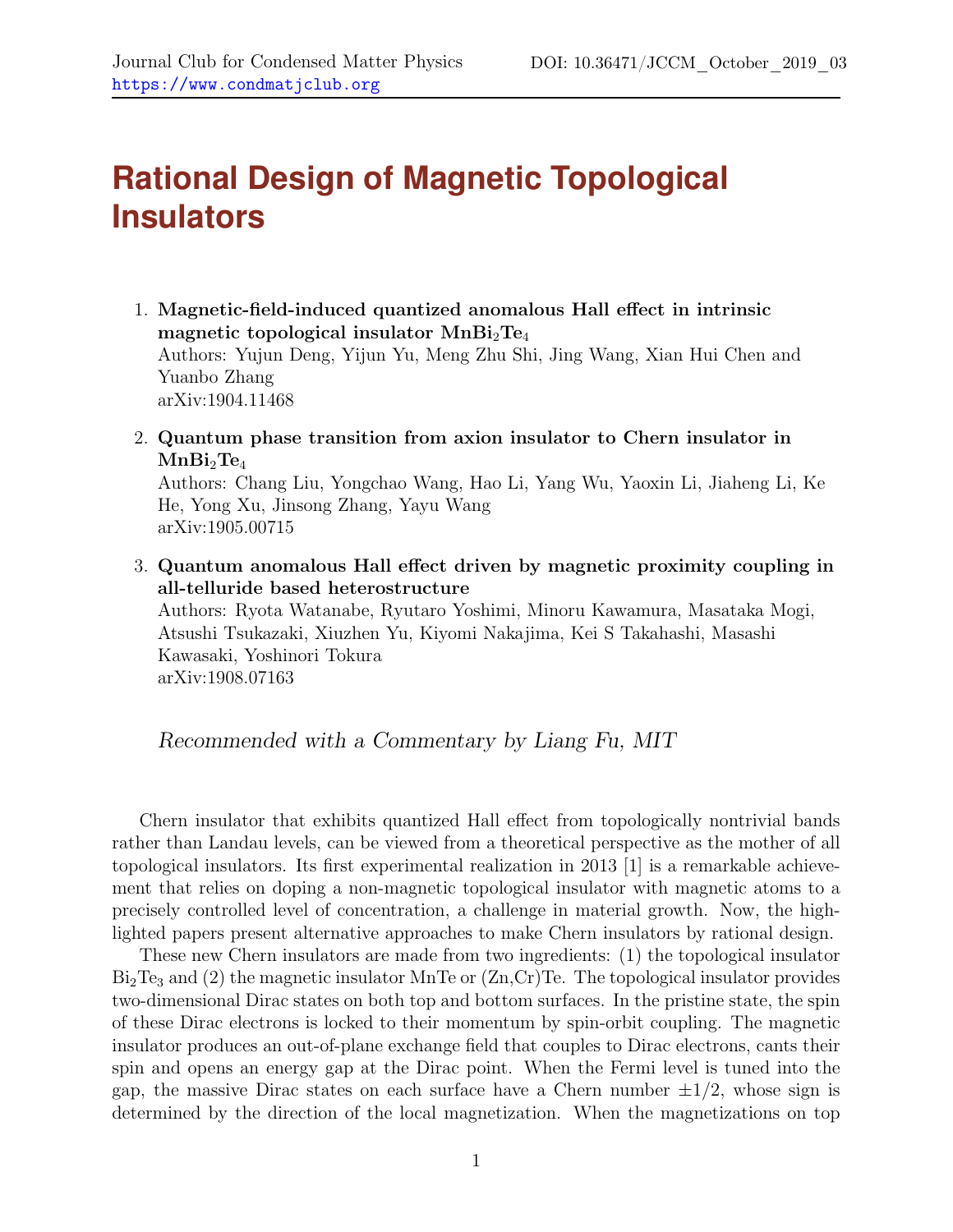# Rational Design of Magnetic Topological Insulators

1. **Magnetic-field-induced quantized anomalous Hall effect in intrinsic magnetic topological insulator $MnBi_2Te_4$**
   Authors: Yujun Deng, Yijun Yu, Meng Zhu Shi, Jing Wang, Xian Hui Chen and Yuanbo Zhang
   arXiv:1904.11468

2. **Quantum phase transition from axion insulator to Chern insulator in $MnBi_2Te_4$**
   Authors: Chang Liu, Yongchao Wang, Hao Li, Yang Wu, Yaoxin Li, Jiaheng Li, Ke He, Yong Xu, Jinsong Zhang, Yayu Wang
   arXiv:1905.00715

3. **Quantum anomalous Hall effect driven by magnetic proximity coupling in all-telluride based heterostructure**
   Authors: Ryota Watanabe, Ryutaro Yoshimi, Minoru Kawamura, Masataka Mogi, Atsushi Tsukazaki, Xiuzhen Yu, Kiyomi Nakajima, Kei S Takahashi, Masashi Kawasaki, Yoshinori Tokura
   arXiv:1908.07163

*Recommended with a Commentary by Liang Fu, MIT*

Chern insulator that exhibits quantized Hall effect from topologically nontrivial bands rather than Landau levels, can be viewed from a theoretical perspective as the mother of all topological insulators. Its first experimental realization in 2013 [1] is a remarkable achievement that relies on doping a non-magnetic topological insulator with magnetic atoms to a precisely controlled level of concentration, a challenge in material growth. Now, the highlighted papers present alternative approaches to make Chern insulators by rational design.

These new Chern insulators are made from two ingredients: (1) the topological insulator $Bi_2Te_3$ and (2) the magnetic insulator MnTe or (Zn,Cr)Te. The topological insulator provides two-dimensional Dirac states on both top and bottom surfaces. In the pristine state, the spin of these Dirac electrons is locked to their momentum by spin-orbit coupling. The magnetic insulator produces an out-of-plane exchange field that couples to Dirac electrons, cants their spin and opens an energy gap at the Dirac point. When the Fermi level is tuned into the gap, the massive Dirac states on each surface have a Chern number $\pm 1/2$, whose sign is determined by the direction of the local magnetization. When the magnetizations on top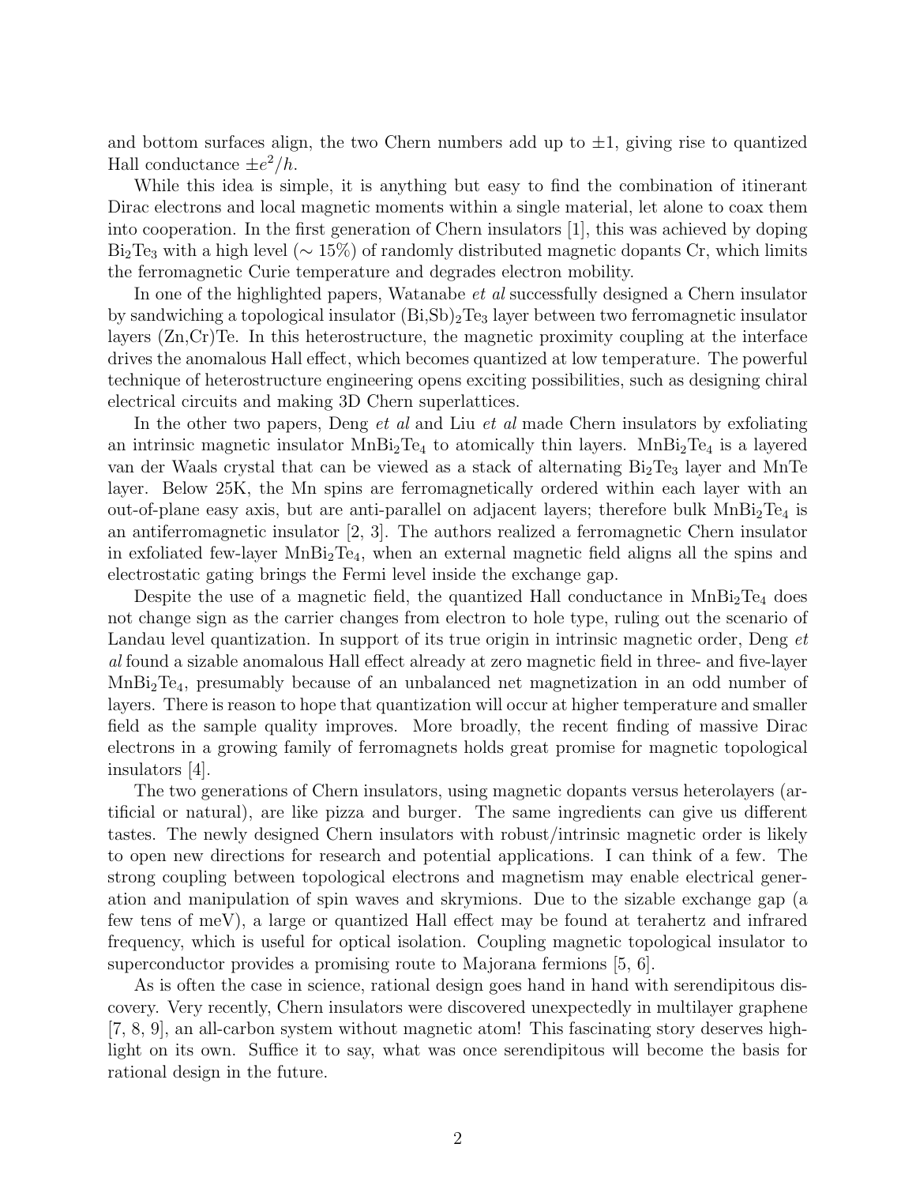and bottom surfaces align, the two Chern numbers add up to $\pm 1$, giving rise to quantized Hall conductance $\pm e^2/h$.

While this idea is simple, it is anything but easy to find the combination of itinerant Dirac electrons and local magnetic moments within a single material, let alone to coax them into cooperation. In the first generation of Chern insulators [1], this was achieved by doping $Bi_2Te_3$ with a high level ($\sim 15\%$) of randomly distributed magnetic dopants Cr, which limits the ferromagnetic Curie temperature and degrades electron mobility.

In one of the highlighted papers, Watanabe *et al* successfully designed a Chern insulator by sandwiching a topological insulator $(Bi,Sb)_2Te_3$ layer between two ferromagnetic insulator layers (Zn,Cr)Te. In this heterostructure, the magnetic proximity coupling at the interface drives the anomalous Hall effect, which becomes quantized at low temperature. The powerful technique of heterostructure engineering opens exciting possibilities, such as designing chiral electrical circuits and making 3D Chern superlattices.

In the other two papers, Deng *et al* and Liu *et al* made Chern insulators by exfoliating an intrinsic magnetic insulator $MnBi_2Te_4$ to atomically thin layers. $MnBi_2Te_4$ is a layered van der Waals crystal that can be viewed as a stack of alternating $Bi_2Te_3$ layer and MnTe layer. Below 25K, the Mn spins are ferromagnetically ordered within each layer with an out-of-plane easy axis, but are anti-parallel on adjacent layers; therefore bulk $MnBi_2Te_4$ is an antiferromagnetic insulator [2, 3]. The authors realized a ferromagnetic Chern insulator in exfoliated few-layer $MnBi_2Te_4$, when an external magnetic field aligns all the spins and electrostatic gating brings the Fermi level inside the exchange gap.

Despite the use of a magnetic field, the quantized Hall conductance in $MnBi_2Te_4$ does not change sign as the carrier changes from electron to hole type, ruling out the scenario of Landau level quantization. In support of its true origin in intrinsic magnetic order, Deng *et al* found a sizable anomalous Hall effect already at zero magnetic field in three- and five-layer $MnBi_2Te_4$, presumably because of an unbalanced net magnetization in an odd number of layers. There is reason to hope that quantization will occur at higher temperature and smaller field as the sample quality improves. More broadly, the recent finding of massive Dirac electrons in a growing family of ferromagnets holds great promise for magnetic topological insulators [4].

The two generations of Chern insulators, using magnetic dopants versus heterolayers (artificial or natural), are like pizza and burger. The same ingredients can give us different tastes. The newly designed Chern insulators with robust/intrinsic magnetic order is likely to open new directions for research and potential applications. I can think of a few. The strong coupling between topological electrons and magnetism may enable electrical generation and manipulation of spin waves and skrymions. Due to the sizable exchange gap (a few tens of meV), a large or quantized Hall effect may be found at terahertz and infrared frequency, which is useful for optical isolation. Coupling magnetic topological insulator to superconductor provides a promising route to Majorana fermions [5, 6].

As is often the case in science, rational design goes hand in hand with serendipitous discovery. Very recently, Chern insulators were discovered unexpectedly in multilayer graphene [7, 8, 9], an all-carbon system without magnetic atom! This fascinating story deserves highlight on its own. Suffice it to say, what was once serendipitous will become the basis for rational design in the future.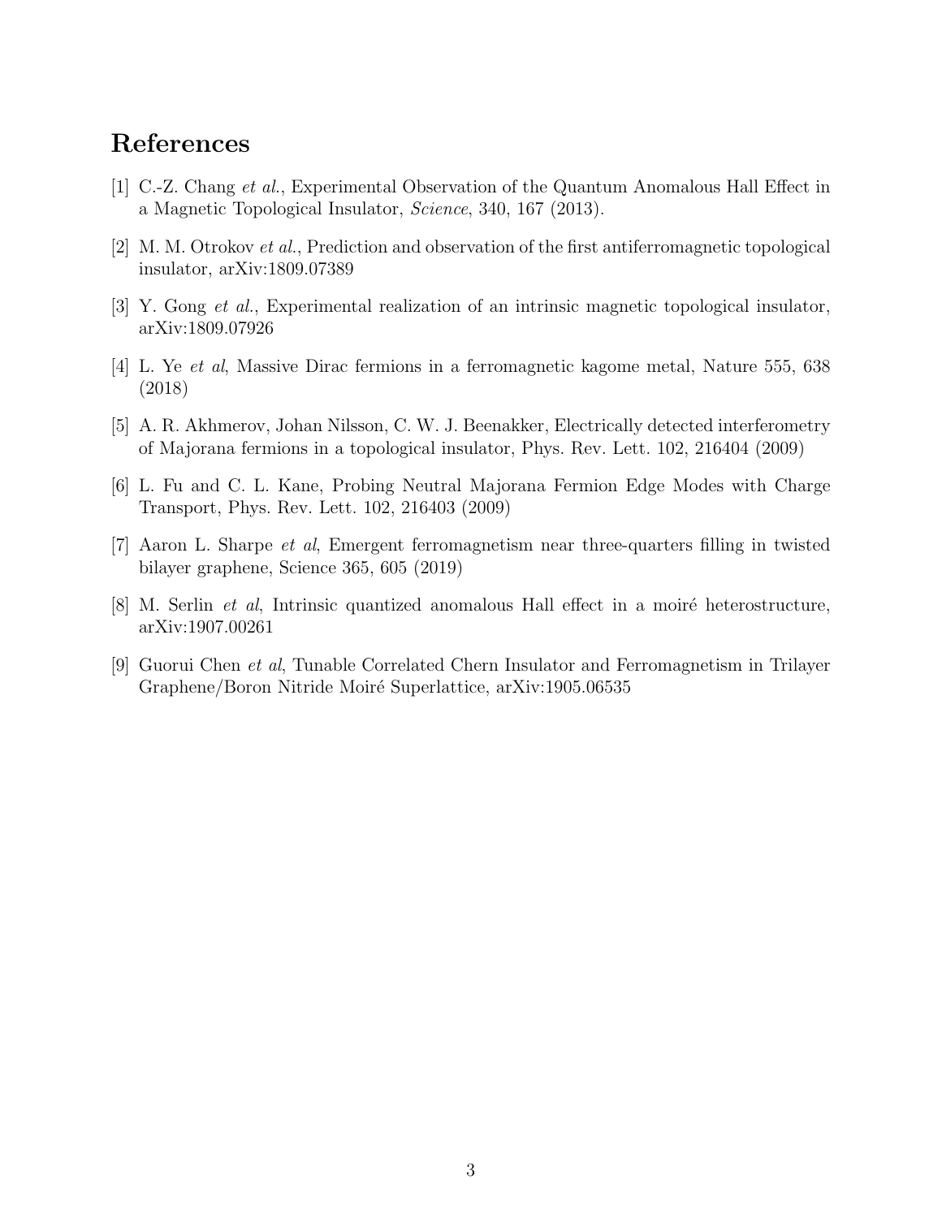## References

[1] C.-Z. Chang *et al.*, Experimental Observation of the Quantum Anomalous Hall Effect in a Magnetic Topological Insulator, *Science*, 340, 167 (2013).

[2] M. M. Otrokov *et al.*, Prediction and observation of the first antiferromagnetic topological insulator, arXiv:1809.07389

[3] Y. Gong *et al.*, Experimental realization of an intrinsic magnetic topological insulator, arXiv:1809.07926

[4] L. Ye *et al*, Massive Dirac fermions in a ferromagnetic kagome metal, Nature 555, 638 (2018)

[5] A. R. Akhmerov, Johan Nilsson, C. W. J. Beenakker, Electrically detected interferometry of Majorana fermions in a topological insulator, Phys. Rev. Lett. 102, 216404 (2009)

[6] L. Fu and C. L. Kane, Probing Neutral Majorana Fermion Edge Modes with Charge Transport, Phys. Rev. Lett. 102, 216403 (2009)

[7] Aaron L. Sharpe *et al*, Emergent ferromagnetism near three-quarters filling in twisted bilayer graphene, Science 365, 605 (2019)

[8] M. Serlin *et al*, Intrinsic quantized anomalous Hall effect in a moiré heterostructure, arXiv:1907.00261

[9] Guorui Chen *et al*, Tunable Correlated Chern Insulator and Ferromagnetism in Trilayer Graphene/Boron Nitride Moiré Superlattice, arXiv:1905.06535